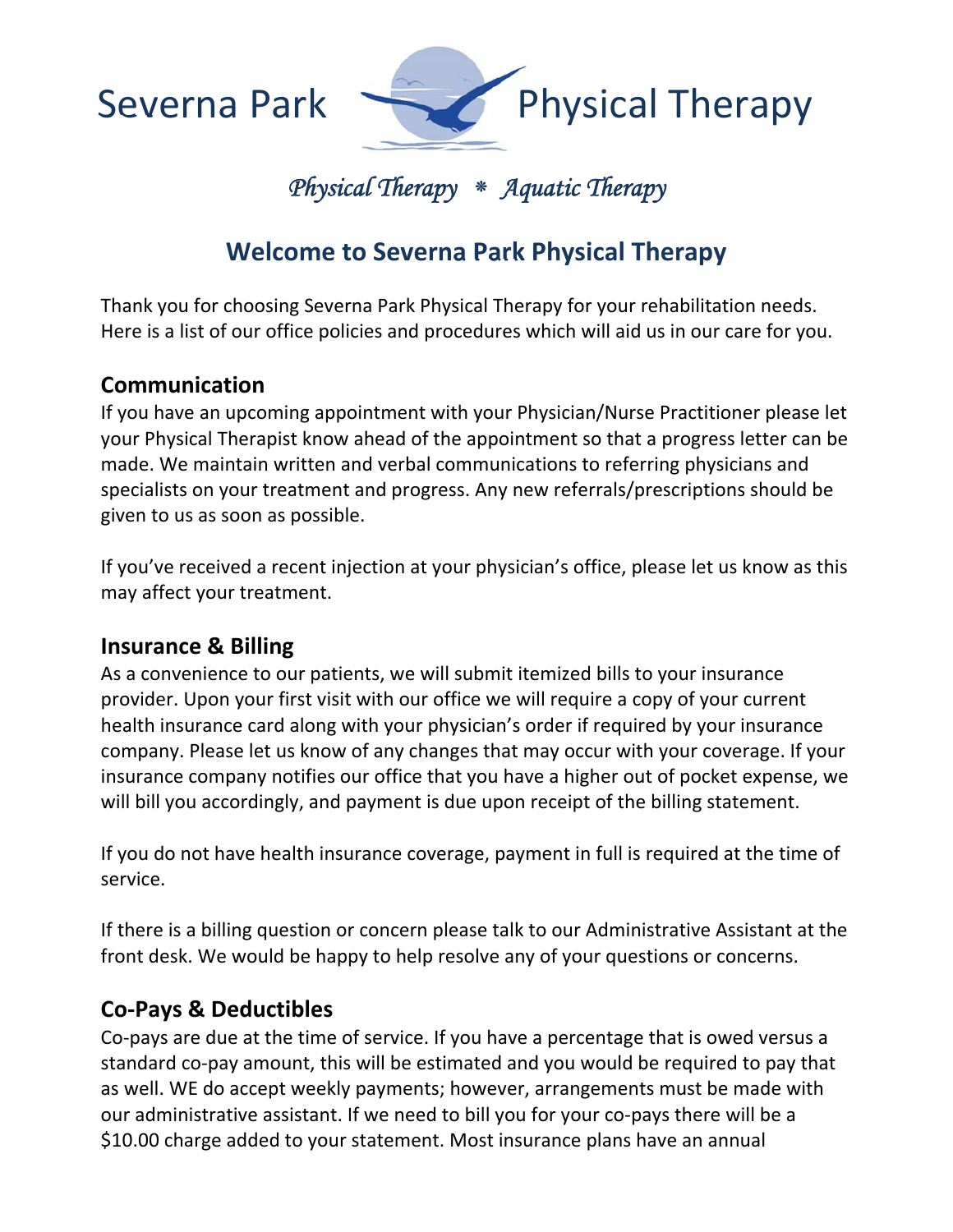# Severna Park Physical Therapy

*Physical Therapy * Aquatic Therapy*

## Welcome to Severna Park Physical Therapy

Thank you for choosing Severna Park Physical Therapy for your rehabilitation needs. Here is a list of our office policies and procedures which will aid us in our care for you.

### Communication

If you have an upcoming appointment with your Physician/Nurse Practitioner please let your Physical Therapist know ahead of the appointment so that a progress letter can be made. We maintain written and verbal communications to referring physicians and specialists on your treatment and progress. Any new referrals/prescriptions should be given to us as soon as possible.

If you've received a recent injection at your physician's office, please let us know as this may affect your treatment.

### Insurance & Billing

As a convenience to our patients, we will submit itemized bills to your insurance provider. Upon your first visit with our office we will require a copy of your current health insurance card along with your physician's order if required by your insurance company. Please let us know of any changes that may occur with your coverage. If your insurance company notifies our office that you have a higher out of pocket expense, we will bill you accordingly, and payment is due upon receipt of the billing statement.

If you do not have health insurance coverage, payment in full is required at the time of service.

If there is a billing question or concern please talk to our Administrative Assistant at the front desk. We would be happy to help resolve any of your questions or concerns.

### Co-Pays & Deductibles

Co-pays are due at the time of service. If you have a percentage that is owed versus a standard co-pay amount, this will be estimated and you would be required to pay that as well. WE do accept weekly payments; however, arrangements must be made with our administrative assistant. If we need to bill you for your co-pays there will be a $10.00 charge added to your statement. Most insurance plans have an annual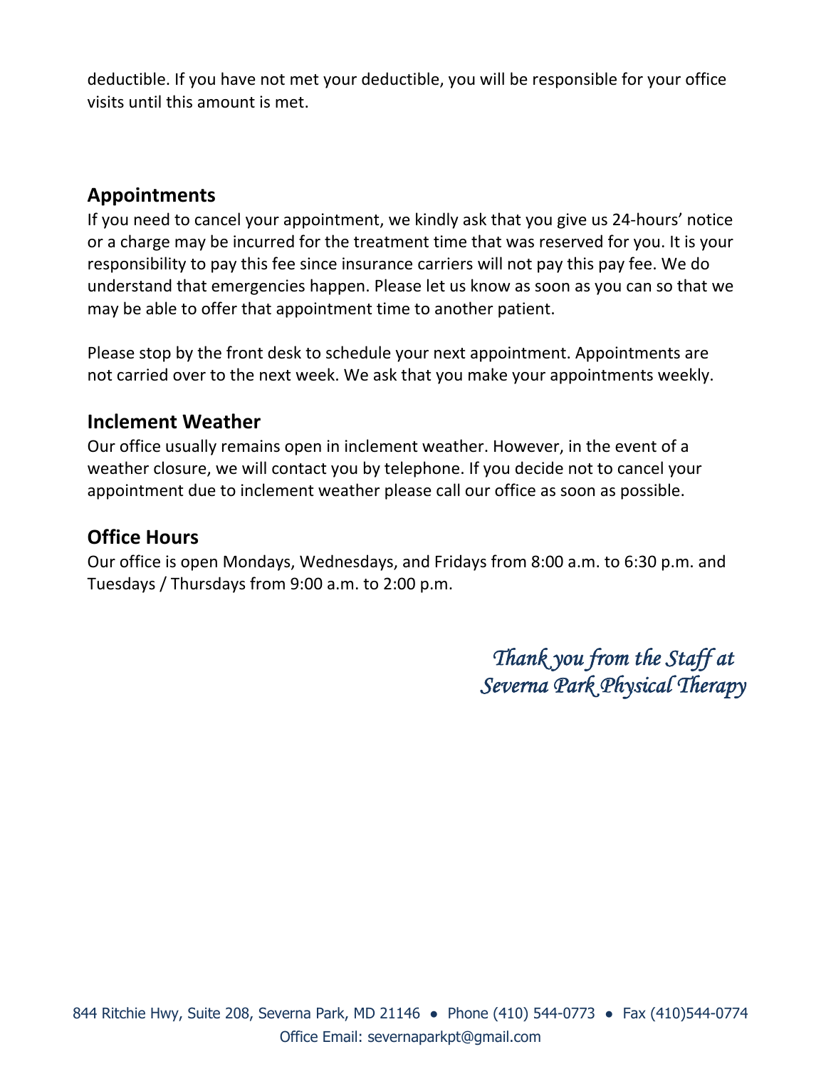deductible. If you have not met your deductible, you will be responsible for your office visits until this amount is met.

## Appointments

If you need to cancel your appointment, we kindly ask that you give us 24-hours' notice or a charge may be incurred for the treatment time that was reserved for you. It is your responsibility to pay this fee since insurance carriers will not pay this pay fee. We do understand that emergencies happen. Please let us know as soon as you can so that we may be able to offer that appointment time to another patient.

Please stop by the front desk to schedule your next appointment. Appointments are not carried over to the next week. We ask that you make your appointments weekly.

## Inclement Weather

Our office usually remains open in inclement weather. However, in the event of a weather closure, we will contact you by telephone. If you decide not to cancel your appointment due to inclement weather please call our office as soon as possible.

## Office Hours

Our office is open Mondays, Wednesdays, and Fridays from 8:00 a.m. to 6:30 p.m. and Tuesdays / Thursdays from 9:00 a.m. to 2:00 p.m.

*Thank you from the Staff at*
*Severna Park Physical Therapy*

844 Ritchie Hwy, Suite 208, Severna Park, MD 21146 ● Phone (410) 544-0773 ● Fax (410)544-0774
Office Email: severnaparkpt@gmail.com